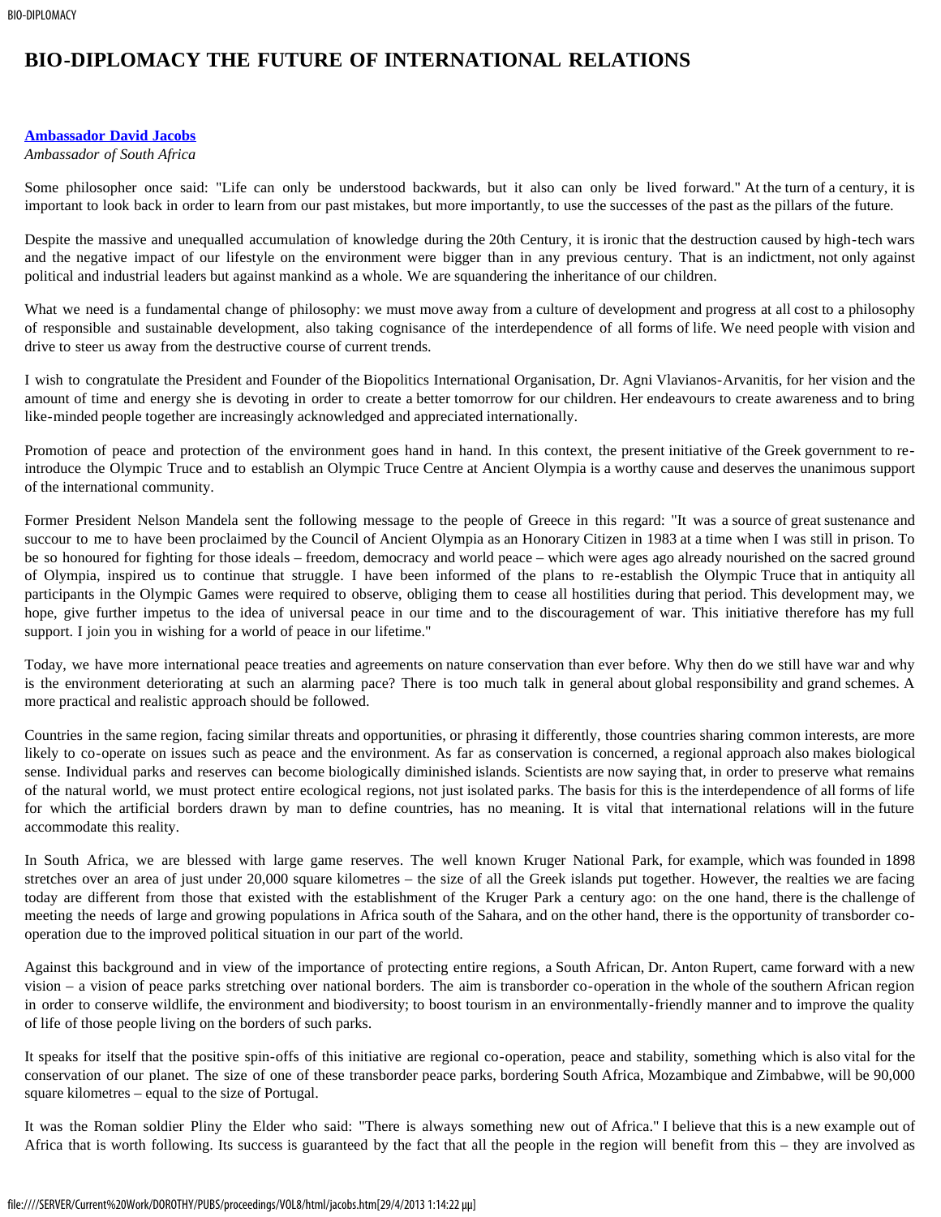# BIO-DIPLOMACY THE FUTURE OF INTERNATIONAL RELATIONS

**Ambassador David Jacobs**
*Ambassador of South Africa*

Some philosopher once said: "Life can only be understood backwards, but it also can only be lived forward." At the turn of a century, it is important to look back in order to learn from our past mistakes, but more importantly, to use the successes of the past as the pillars of the future.

Despite the massive and unequalled accumulation of knowledge during the 20th Century, it is ironic that the destruction caused by high-tech wars and the negative impact of our lifestyle on the environment were bigger than in any previous century. That is an indictment, not only against political and industrial leaders but against mankind as a whole. We are squandering the inheritance of our children.

What we need is a fundamental change of philosophy: we must move away from a culture of development and progress at all cost to a philosophy of responsible and sustainable development, also taking cognisance of the interdependence of all forms of life. We need people with vision and drive to steer us away from the destructive course of current trends.

I wish to congratulate the President and Founder of the Biopolitics International Organisation, Dr. Agni Vlavianos-Arvanitis, for her vision and the amount of time and energy she is devoting in order to create a better tomorrow for our children. Her endeavours to create awareness and to bring like-minded people together are increasingly acknowledged and appreciated internationally.

Promotion of peace and protection of the environment goes hand in hand. In this context, the present initiative of the Greek government to re-introduce the Olympic Truce and to establish an Olympic Truce Centre at Ancient Olympia is a worthy cause and deserves the unanimous support of the international community.

Former President Nelson Mandela sent the following message to the people of Greece in this regard: "It was a source of great sustenance and succour to me to have been proclaimed by the Council of Ancient Olympia as an Honorary Citizen in 1983 at a time when I was still in prison. To be so honoured for fighting for those ideals – freedom, democracy and world peace – which were ages ago already nourished on the sacred ground of Olympia, inspired us to continue that struggle. I have been informed of the plans to re-establish the Olympic Truce that in antiquity all participants in the Olympic Games were required to observe, obliging them to cease all hostilities during that period. This development may, we hope, give further impetus to the idea of universal peace in our time and to the discouragement of war. This initiative therefore has my full support. I join you in wishing for a world of peace in our lifetime."

Today, we have more international peace treaties and agreements on nature conservation than ever before. Why then do we still have war and why is the environment deteriorating at such an alarming pace? There is too much talk in general about global responsibility and grand schemes. A more practical and realistic approach should be followed.

Countries in the same region, facing similar threats and opportunities, or phrasing it differently, those countries sharing common interests, are more likely to co-operate on issues such as peace and the environment. As far as conservation is concerned, a regional approach also makes biological sense. Individual parks and reserves can become biologically diminished islands. Scientists are now saying that, in order to preserve what remains of the natural world, we must protect entire ecological regions, not just isolated parks. The basis for this is the interdependence of all forms of life for which the artificial borders drawn by man to define countries, has no meaning. It is vital that international relations will in the future accommodate this reality.

In South Africa, we are blessed with large game reserves. The well known Kruger National Park, for example, which was founded in 1898 stretches over an area of just under 20,000 square kilometres – the size of all the Greek islands put together. However, the realties we are facing today are different from those that existed with the establishment of the Kruger Park a century ago: on the one hand, there is the challenge of meeting the needs of large and growing populations in Africa south of the Sahara, and on the other hand, there is the opportunity of transborder co-operation due to the improved political situation in our part of the world.

Against this background and in view of the importance of protecting entire regions, a South African, Dr. Anton Rupert, came forward with a new vision – a vision of peace parks stretching over national borders. The aim is transborder co-operation in the whole of the southern African region in order to conserve wildlife, the environment and biodiversity; to boost tourism in an environmentally-friendly manner and to improve the quality of life of those people living on the borders of such parks.

It speaks for itself that the positive spin-offs of this initiative are regional co-operation, peace and stability, something which is also vital for the conservation of our planet. The size of one of these transborder peace parks, bordering South Africa, Mozambique and Zimbabwe, will be 90,000 square kilometres – equal to the size of Portugal.

It was the Roman soldier Pliny the Elder who said: "There is always something new out of Africa." I believe that this is a new example out of Africa that is worth following. Its success is guaranteed by the fact that all the people in the region will benefit from this – they are involved as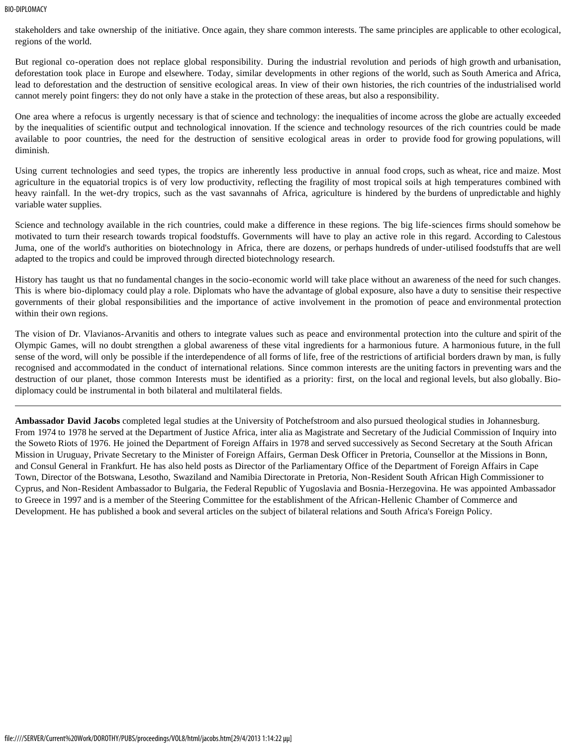stakeholders and take ownership of the initiative. Once again, they share common interests. The same principles are applicable to other ecological, regions of the world.

But regional co-operation does not replace global responsibility. During the industrial revolution and periods of high growth and urbanisation, deforestation took place in Europe and elsewhere. Today, similar developments in other regions of the world, such as South America and Africa, lead to deforestation and the destruction of sensitive ecological areas. In view of their own histories, the rich countries of the industrialised world cannot merely point fingers: they do not only have a stake in the protection of these areas, but also a responsibility.

One area where a refocus is urgently necessary is that of science and technology: the inequalities of income across the globe are actually exceeded by the inequalities of scientific output and technological innovation. If the science and technology resources of the rich countries could be made available to poor countries, the need for the destruction of sensitive ecological areas in order to provide food for growing populations, will diminish.

Using current technologies and seed types, the tropics are inherently less productive in annual food crops, such as wheat, rice and maize. Most agriculture in the equatorial tropics is of very low productivity, reflecting the fragility of most tropical soils at high temperatures combined with heavy rainfall. In the wet-dry tropics, such as the vast savannahs of Africa, agriculture is hindered by the burdens of unpredictable and highly variable water supplies.

Science and technology available in the rich countries, could make a difference in these regions. The big life-sciences firms should somehow be motivated to turn their research towards tropical foodstuffs. Governments will have to play an active role in this regard. According to Calestous Juma, one of the world's authorities on biotechnology in Africa, there are dozens, or perhaps hundreds of under-utilised foodstuffs that are well adapted to the tropics and could be improved through directed biotechnology research.

History has taught us that no fundamental changes in the socio-economic world will take place without an awareness of the need for such changes. This is where bio-diplomacy could play a role. Diplomats who have the advantage of global exposure, also have a duty to sensitise their respective governments of their global responsibilities and the importance of active involvement in the promotion of peace and environmental protection within their own regions.

The vision of Dr. Vlavianos-Arvanitis and others to integrate values such as peace and environmental protection into the culture and spirit of the Olympic Games, will no doubt strengthen a global awareness of these vital ingredients for a harmonious future. A harmonious future, in the full sense of the word, will only be possible if the interdependence of all forms of life, free of the restrictions of artificial borders drawn by man, is fully recognised and accommodated in the conduct of international relations. Since common interests are the uniting factors in preventing wars and the destruction of our planet, those common Interests must be identified as a priority: first, on the local and regional levels, but also globally. Bio-diplomacy could be instrumental in both bilateral and multilateral fields.

---

**Ambassador David Jacobs** completed legal studies at the University of Potchefstroom and also pursued theological studies in Johannesburg. From 1974 to 1978 he served at the Department of Justice Africa, inter alia as Magistrate and Secretary of the Judicial Commission of Inquiry into the Soweto Riots of 1976. He joined the Department of Foreign Affairs in 1978 and served successively as Second Secretary at the South African Mission in Uruguay, Private Secretary to the Minister of Foreign Affairs, German Desk Officer in Pretoria, Counsellor at the Missions in Bonn, and Consul General in Frankfurt. He has also held posts as Director of the Parliamentary Office of the Department of Foreign Affairs in Cape Town, Director of the Botswana, Lesotho, Swaziland and Namibia Directorate in Pretoria, Non-Resident South African High Commissioner to Cyprus, and Non-Resident Ambassador to Bulgaria, the Federal Republic of Yugoslavia and Bosnia-Herzegovina. He was appointed Ambassador to Greece in 1997 and is a member of the Steering Committee for the establishment of the African-Hellenic Chamber of Commerce and Development. He has published a book and several articles on the subject of bilateral relations and South Africa's Foreign Policy.